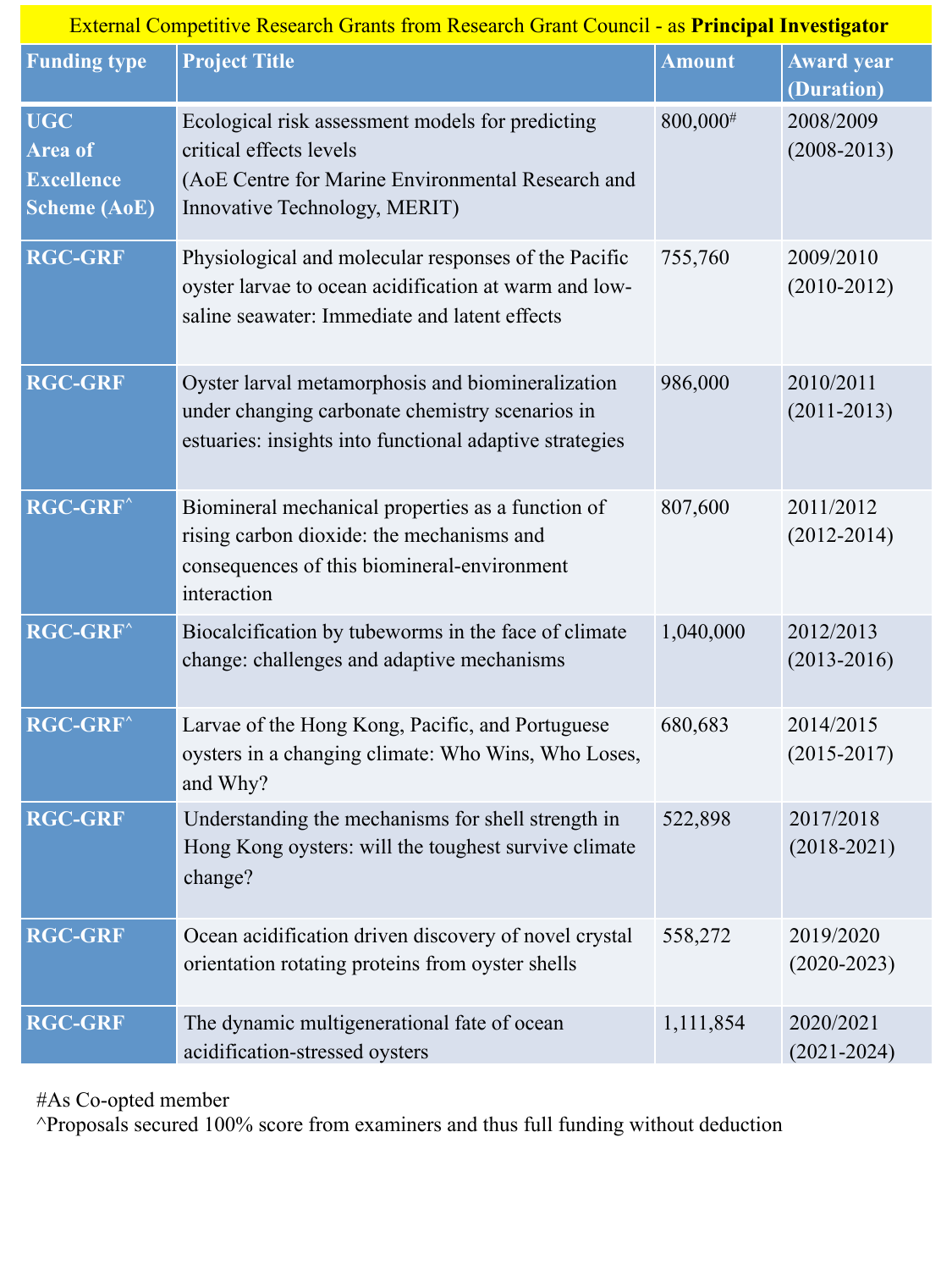**External Competitive Research Grants from Research Grant Council - as Principal Investigator**

| Funding type | Project Title | Amount | Award year (Duration) |
|---|---|---|---|
| UGC Area of Excellence Scheme (AoE) | Ecological risk assessment models for predicting critical effects levels (AoE Centre for Marine Environmental Research and Innovative Technology, MERIT) | 800,000# | 2008/2009 (2008-2013) |
| RGC-GRF | Physiological and molecular responses of the Pacific oyster larvae to ocean acidification at warm and low-saline seawater: Immediate and latent effects | 755,760 | 2009/2010 (2010-2012) |
| RGC-GRF | Oyster larval metamorphosis and biomineralization under changing carbonate chemistry scenarios in estuaries: insights into functional adaptive strategies | 986,000 | 2010/2011 (2011-2013) |
| RGC-GRF^ | Biomineral mechanical properties as a function of rising carbon dioxide: the mechanisms and consequences of this biomineral-environment interaction | 807,600 | 2011/2012 (2012-2014) |
| RGC-GRF^ | Biocalcification by tubeworms in the face of climate change: challenges and adaptive mechanisms | 1,040,000 | 2012/2013 (2013-2016) |
| RGC-GRF^ | Larvae of the Hong Kong, Pacific, and Portuguese oysters in a changing climate: Who Wins, Who Loses, and Why? | 680,683 | 2014/2015 (2015-2017) |
| RGC-GRF | Understanding the mechanisms for shell strength in Hong Kong oysters: will the toughest survive climate change? | 522,898 | 2017/2018 (2018-2021) |
| RGC-GRF | Ocean acidification driven discovery of novel crystal orientation rotating proteins from oyster shells | 558,272 | 2019/2020 (2020-2023) |
| RGC-GRF | The dynamic multigenerational fate of ocean acidification-stressed oysters | 1,111,854 | 2020/2021 (2021-2024) |

#As Co-opted member
^Proposals secured 100% score from examiners and thus full funding without deduction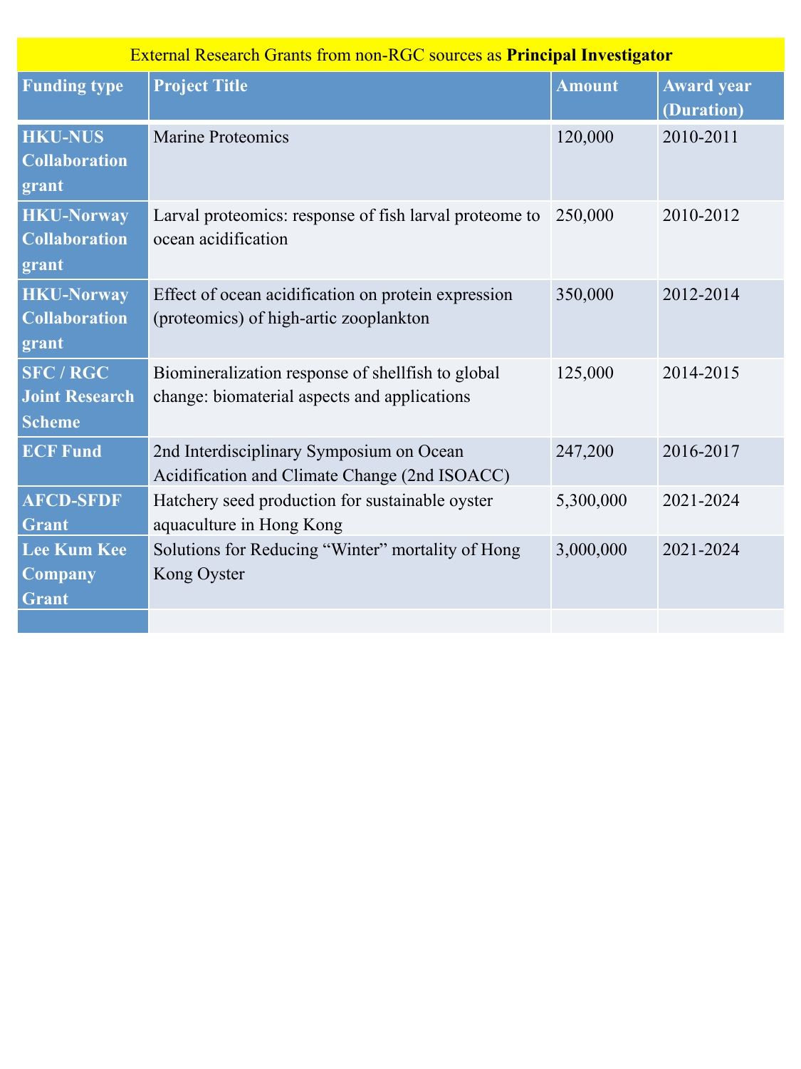| External Research Grants from non-RGC sources as **Principal Investigator** | | | |
| --- | --- | --- | --- |
| **Funding type** | **Project Title** | **Amount** | **Award year (Duration)** |
| **HKU-NUS Collaboration grant** | Marine Proteomics | 120,000 | 2010-2011 |
| **HKU-Norway Collaboration grant** | Larval proteomics: response of fish larval proteome to ocean acidification | 250,000 | 2010-2012 |
| **HKU-Norway Collaboration grant** | Effect of ocean acidification on protein expression (proteomics) of high-artic zooplankton | 350,000 | 2012-2014 |
| **SFC / RGC Joint Research Scheme** | Biomineralization response of shellfish to global change: biomaterial aspects and applications | 125,000 | 2014-2015 |
| **ECF Fund** | 2nd Interdisciplinary Symposium on Ocean Acidification and Climate Change (2nd ISOACC) | 247,200 | 2016-2017 |
| **AFCD-SFDF Grant** | Hatchery seed production for sustainable oyster aquaculture in Hong Kong | 5,300,000 | 2021-2024 |
| **Lee Kum Kee Company Grant** | Solutions for Reducing "Winter" mortality of Hong Kong Oyster | 3,000,000 | 2021-2024 |
| | | | |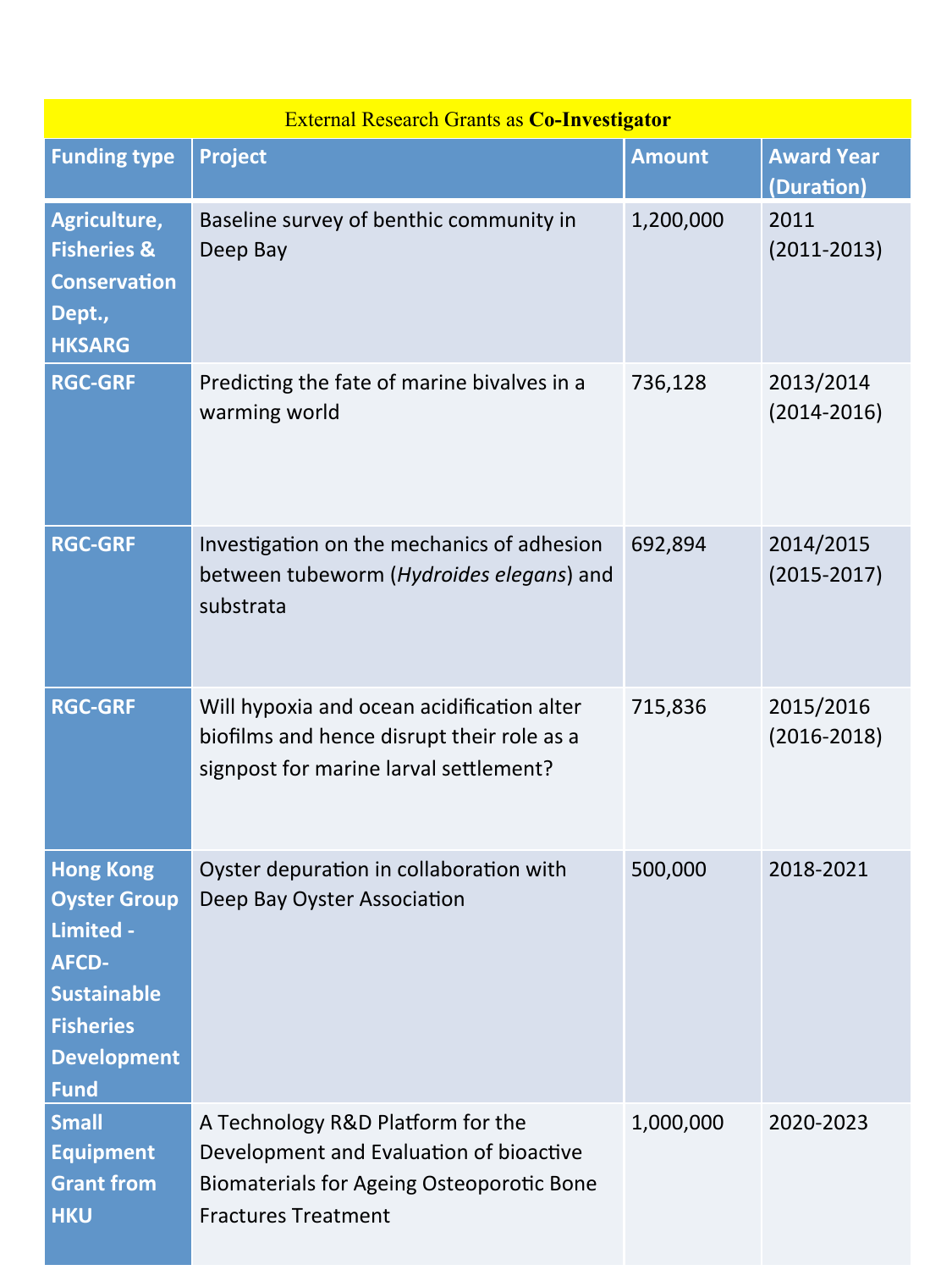| External Research Grants as **Co-Investigator** | | | |
|---|---|---|---|
| **Funding type** | **Project** | **Amount** | **Award Year (Duration)** |
| **Agriculture, Fisheries & Conservation Dept., HKSARG** | Baseline survey of benthic community in Deep Bay | 1,200,000 | 2011 (2011-2013) |
| **RGC-GRF** | Predicting the fate of marine bivalves in a warming world | 736,128 | 2013/2014 (2014-2016) |
| **RGC-GRF** | Investigation on the mechanics of adhesion between tubeworm (*Hydroides elegans*) and substrata | 692,894 | 2014/2015 (2015-2017) |
| **RGC-GRF** | Will hypoxia and ocean acidification alter biofilms and hence disrupt their role as a signpost for marine larval settlement? | 715,836 | 2015/2016 (2016-2018) |
| **Hong Kong Oyster Group Limited - AFCD-Sustainable Fisheries Development Fund** | Oyster depuration in collaboration with Deep Bay Oyster Association | 500,000 | 2018-2021 |
| **Small Equipment Grant from HKU** | A Technology R&D Platform for the Development and Evaluation of bioactive Biomaterials for Ageing Osteoporotic Bone Fractures Treatment | 1,000,000 | 2020-2023 |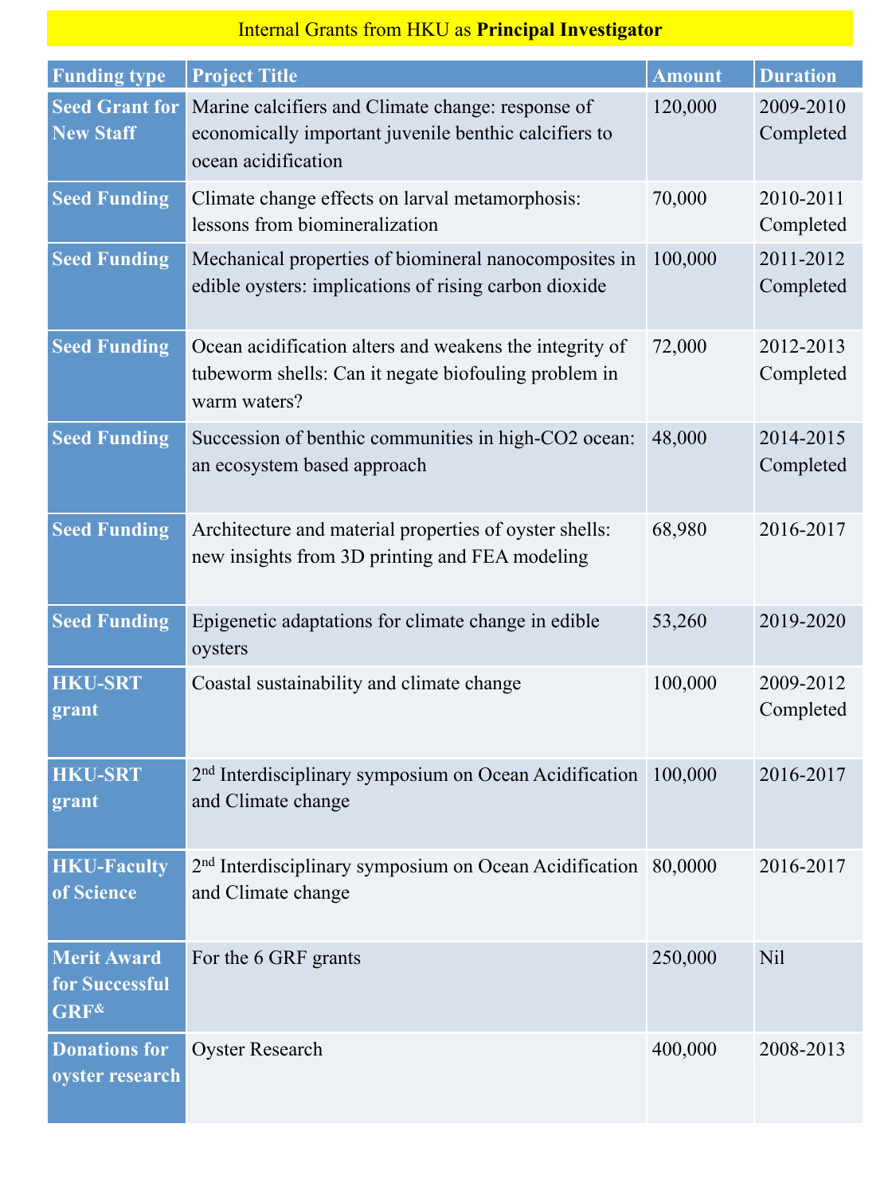# Internal Grants from HKU as **Principal Investigator**

| Funding type | Project Title | Amount | Duration |
|---|---|---|---|
| **Seed Grant for New Staff** | Marine calcifiers and Climate change: response of economically important juvenile benthic calcifiers to ocean acidification | 120,000 | 2009-2010 Completed |
| **Seed Funding** | Climate change effects on larval metamorphosis: lessons from biomineralization | 70,000 | 2010-2011 Completed |
| **Seed Funding** | Mechanical properties of biomineral nanocomposites in edible oysters: implications of rising carbon dioxide | 100,000 | 2011-2012 Completed |
| **Seed Funding** | Ocean acidification alters and weakens the integrity of tubeworm shells: Can it negate biofouling problem in warm waters? | 72,000 | 2012-2013 Completed |
| **Seed Funding** | Succession of benthic communities in high-CO2 ocean: an ecosystem based approach | 48,000 | 2014-2015 Completed |
| **Seed Funding** | Architecture and material properties of oyster shells: new insights from 3D printing and FEA modeling | 68,980 | 2016-2017 |
| **Seed Funding** | Epigenetic adaptations for climate change in edible oysters | 53,260 | 2019-2020 |
| **HKU-SRT grant** | Coastal sustainability and climate change | 100,000 | 2009-2012 Completed |
| **HKU-SRT grant** | 2nd Interdisciplinary symposium on Ocean Acidification and Climate change | 100,000 | 2016-2017 |
| **HKU-Faculty of Science** | 2nd Interdisciplinary symposium on Ocean Acidification and Climate change | 80,0000 | 2016-2017 |
| **Merit Award for Successful GRF[&]** | For the 6 GRF grants | 250,000 | Nil |
| **Donations for oyster research** | Oyster Research | 400,000 | 2008-2013 |